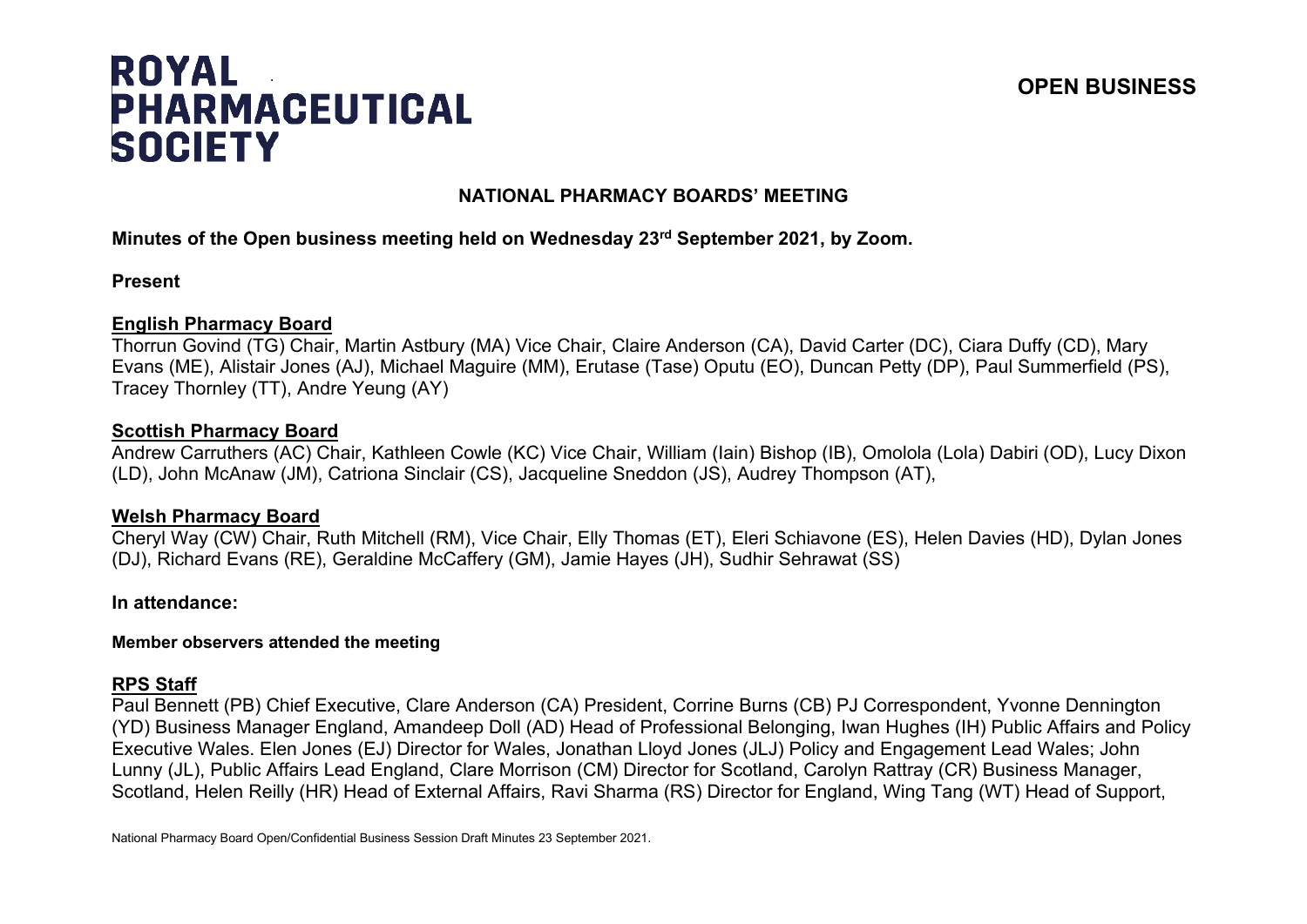# ROYAL PHARMACEUTICAL SOCIETY

**OPEN BUSINESS**

## NATIONAL PHARMACY BOARDS' MEETING

**Minutes of the Open business meeting held on Wednesday 23rd September 2021, by Zoom.**

**Present**

**English Pharmacy Board**

Thorrun Govind (TG) Chair, Martin Astbury (MA) Vice Chair, Claire Anderson (CA), David Carter (DC), Ciara Duffy (CD), Mary Evans (ME), Alistair Jones (AJ), Michael Maguire (MM), Erutase (Tase) Oputu (EO), Duncan Petty (DP), Paul Summerfield (PS), Tracey Thornley (TT), Andre Yeung (AY)

**Scottish Pharmacy Board**

Andrew Carruthers (AC) Chair, Kathleen Cowle (KC) Vice Chair, William (Iain) Bishop (IB), Omolola (Lola) Dabiri (OD), Lucy Dixon (LD), John McAnaw (JM), Catriona Sinclair (CS), Jacqueline Sneddon (JS), Audrey Thompson (AT),

**Welsh Pharmacy Board**

Cheryl Way (CW) Chair, Ruth Mitchell (RM), Vice Chair, Elly Thomas (ET), Eleri Schiavone (ES), Helen Davies (HD), Dylan Jones (DJ), Richard Evans (RE), Geraldine McCaffery (GM), Jamie Hayes (JH), Sudhir Sehrawat (SS)

**In attendance:**

**Member observers attended the meeting**

**RPS Staff**

Paul Bennett (PB) Chief Executive, Clare Anderson (CA) President, Corrine Burns (CB) PJ Correspondent, Yvonne Dennington (YD) Business Manager England, Amandeep Doll (AD) Head of Professional Belonging, Iwan Hughes (IH) Public Affairs and Policy Executive Wales. Elen Jones (EJ) Director for Wales, Jonathan Lloyd Jones (JLJ) Policy and Engagement Lead Wales; John Lunny (JL), Public Affairs Lead England, Clare Morrison (CM) Director for Scotland, Carolyn Rattray (CR) Business Manager, Scotland, Helen Reilly (HR) Head of External Affairs, Ravi Sharma (RS) Director for England, Wing Tang (WT) Head of Support,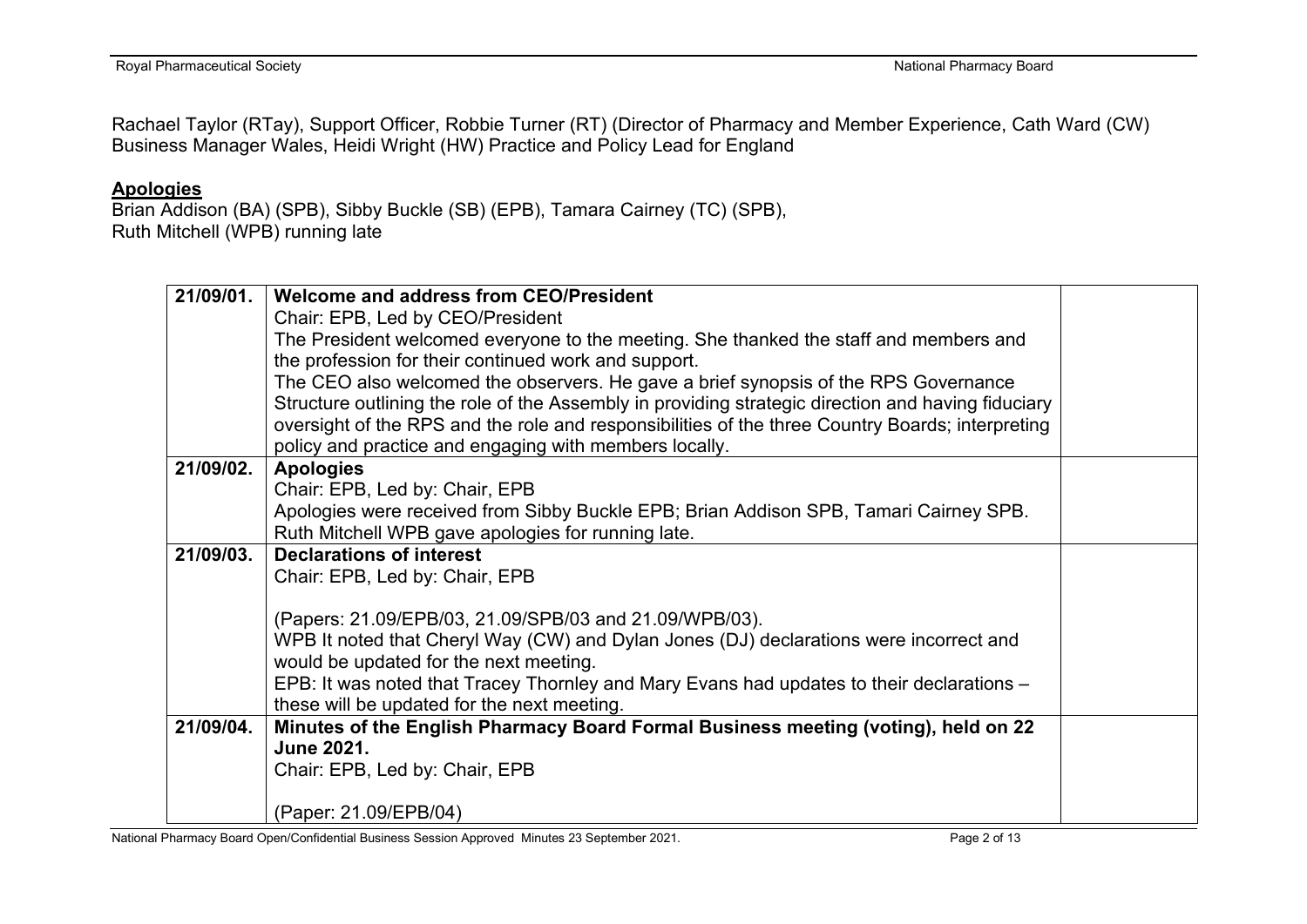Rachael Taylor (RTay), Support Officer, Robbie Turner (RT) (Director of Pharmacy and Member Experience, Cath Ward (CW) Business Manager Wales, Heidi Wright (HW) Practice and Policy Lead for England

## **Apologies**

Brian Addison (BA) (SPB), Sibby Buckle (SB) (EPB), Tamara Cairney (TC) (SPB),
Ruth Mitchell (WPB) running late

| | | |
|---|---|---|
| 21/09/01. | **Welcome and address from CEO/President**<br>Chair: EPB, Led by CEO/President<br>The President welcomed everyone to the meeting. She thanked the staff and members and the profession for their continued work and support.<br>The CEO also welcomed the observers. He gave a brief synopsis of the RPS Governance Structure outlining the role of the Assembly in providing strategic direction and having fiduciary oversight of the RPS and the role and responsibilities of the three Country Boards; interpreting policy and practice and engaging with members locally. | |
| 21/09/02. | **Apologies**<br>Chair: EPB, Led by: Chair, EPB<br>Apologies were received from Sibby Buckle EPB; Brian Addison SPB, Tamari Cairney SPB. Ruth Mitchell WPB gave apologies for running late. | |
| 21/09/03. | **Declarations of interest**<br>Chair: EPB, Led by: Chair, EPB<br><br>(Papers: 21.09/EPB/03, 21.09/SPB/03 and 21.09/WPB/03).<br>WPB It noted that Cheryl Way (CW) and Dylan Jones (DJ) declarations were incorrect and would be updated for the next meeting.<br>EPB: It was noted that Tracey Thornley and Mary Evans had updates to their declarations – these will be updated for the next meeting. | |
| 21/09/04. | **Minutes of the English Pharmacy Board Formal Business meeting (voting), held on 22 June 2021.**<br>Chair: EPB, Led by: Chair, EPB<br><br>(Paper: 21.09/EPB/04) | |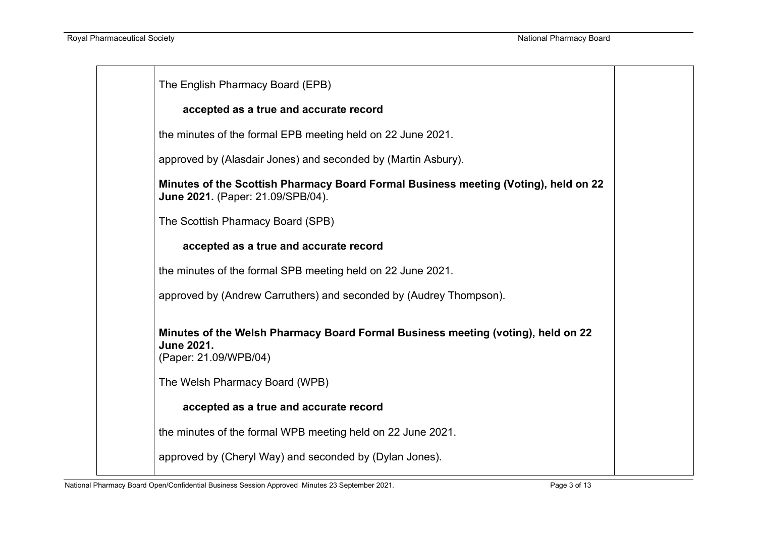The English Pharmacy Board (EPB)

**accepted as a true and accurate record**

the minutes of the formal EPB meeting held on 22 June 2021.

approved by (Alasdair Jones) and seconded by (Martin Asbury).

**Minutes of the Scottish Pharmacy Board Formal Business meeting (Voting), held on 22 June 2021.** (Paper: 21.09/SPB/04).

The Scottish Pharmacy Board (SPB)

**accepted as a true and accurate record**

the minutes of the formal SPB meeting held on 22 June 2021.

approved by (Andrew Carruthers) and seconded by (Audrey Thompson).

**Minutes of the Welsh Pharmacy Board Formal Business meeting (voting), held on 22 June 2021.**
(Paper: 21.09/WPB/04)

The Welsh Pharmacy Board (WPB)

**accepted as a true and accurate record**

the minutes of the formal WPB meeting held on 22 June 2021.

approved by (Cheryl Way) and seconded by (Dylan Jones).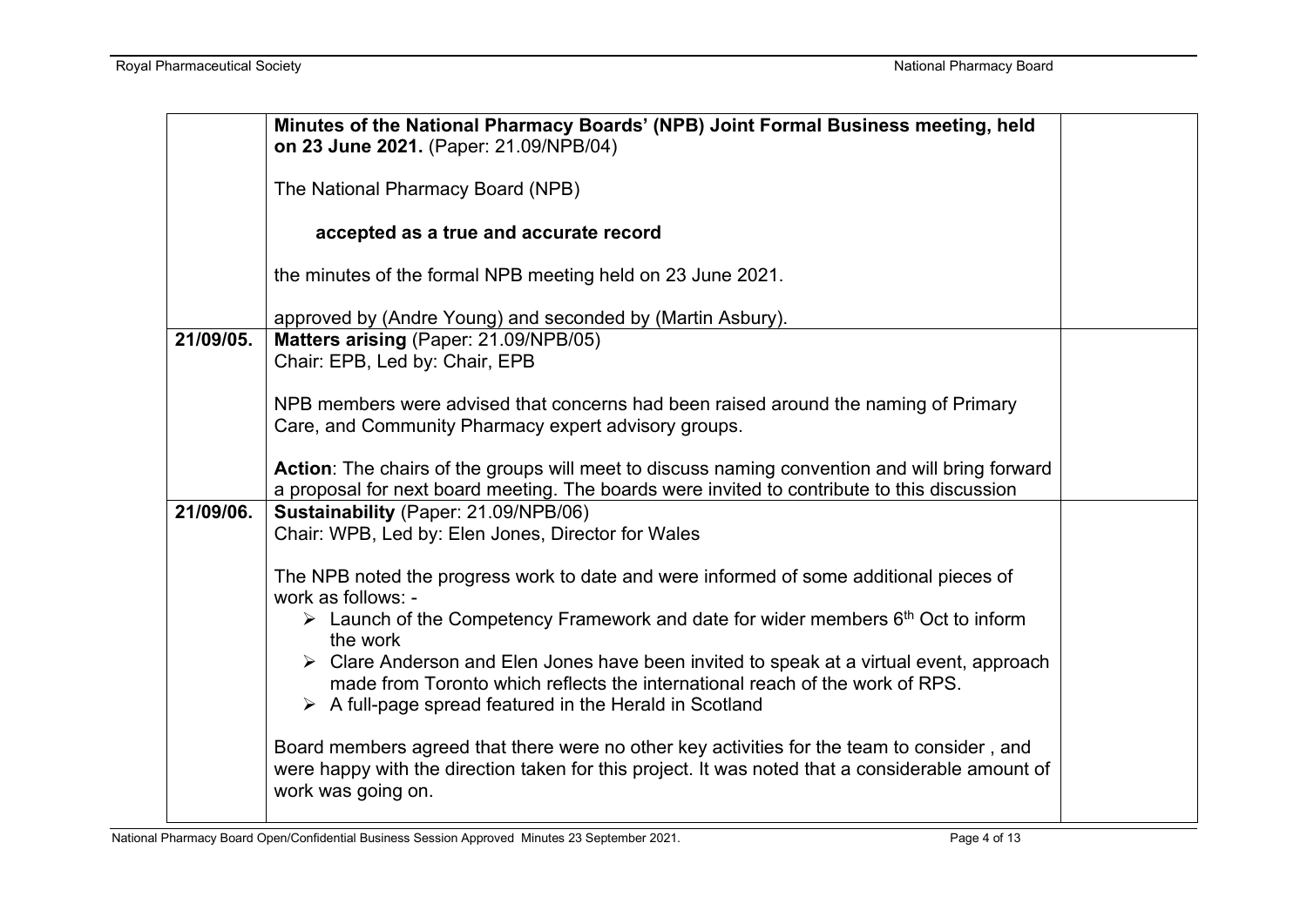| | | |
|---|---|---|
| | **Minutes of the National Pharmacy Boards' (NPB) Joint Formal Business meeting, held on 23 June 2021.** (Paper: 21.09/NPB/04)<br><br>The National Pharmacy Board (NPB)<br><br>**accepted as a true and accurate record**<br><br>the minutes of the formal NPB meeting held on 23 June 2021.<br><br>approved by (Andre Young) and seconded by (Martin Asbury). | |
| 21/09/05. | **Matters arising** (Paper: 21.09/NPB/05)<br>Chair: EPB, Led by: Chair, EPB<br><br>NPB members were advised that concerns had been raised around the naming of Primary Care, and Community Pharmacy expert advisory groups.<br><br>**Action**: The chairs of the groups will meet to discuss naming convention and will bring forward a proposal for next board meeting. The boards were invited to contribute to this discussion | |
| 21/09/06. | **Sustainability** (Paper: 21.09/NPB/06)<br>Chair: WPB, Led by: Elen Jones, Director for Wales<br><br>The NPB noted the progress work to date and were informed of some additional pieces of work as follows: -<br>➢ Launch of the Competency Framework and date for wider members 6th Oct to inform the work<br>➢ Clare Anderson and Elen Jones have been invited to speak at a virtual event, approach made from Toronto which reflects the international reach of the work of RPS.<br>➢ A full-page spread featured in the Herald in Scotland<br><br>Board members agreed that there were no other key activities for the team to consider , and were happy with the direction taken for this project. It was noted that a considerable amount of work was going on. | |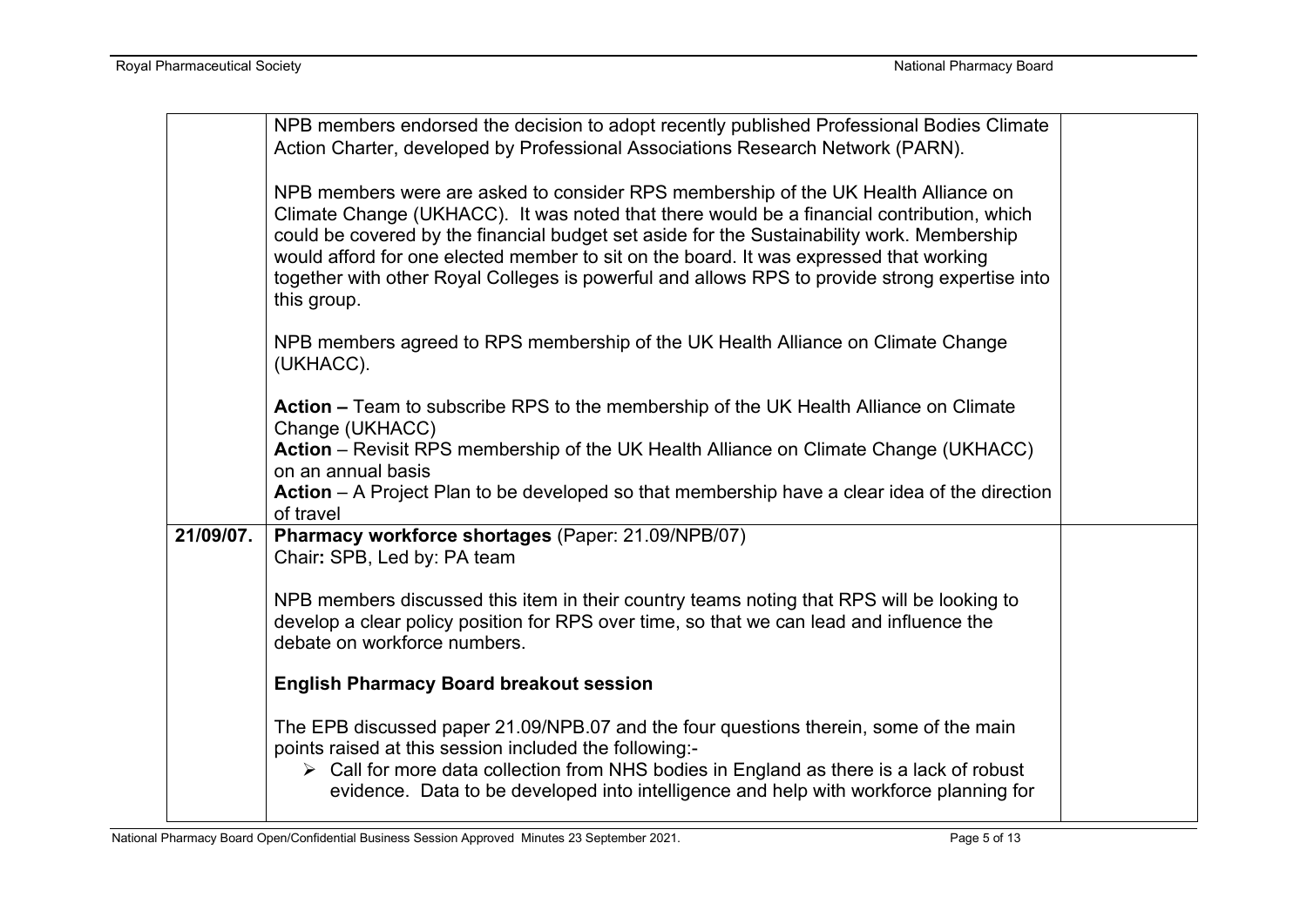| | | |
|---|---|---|
| | NPB members endorsed the decision to adopt recently published Professional Bodies Climate Action Charter, developed by Professional Associations Research Network (PARN).<br><br>NPB members were are asked to consider RPS membership of the UK Health Alliance on Climate Change (UKHACC). It was noted that there would be a financial contribution, which could be covered by the financial budget set aside for the Sustainability work. Membership would afford for one elected member to sit on the board. It was expressed that working together with other Royal Colleges is powerful and allows RPS to provide strong expertise into this group.<br><br>NPB members agreed to RPS membership of the UK Health Alliance on Climate Change (UKHACC).<br><br>**Action –** Team to subscribe RPS to the membership of the UK Health Alliance on Climate Change (UKHACC)<br>**Action** – Revisit RPS membership of the UK Health Alliance on Climate Change (UKHACC) on an annual basis<br>**Action** – A Project Plan to be developed so that membership have a clear idea of the direction of travel | |
| **21/09/07.** | **Pharmacy workforce shortages** (Paper: 21.09/NPB/07)<br>Chair**:** SPB, Led by: PA team<br><br>NPB members discussed this item in their country teams noting that RPS will be looking to develop a clear policy position for RPS over time, so that we can lead and influence the debate on workforce numbers.<br><br>**English Pharmacy Board breakout session**<br><br>The EPB discussed paper 21.09/NPB.07 and the four questions therein, some of the main points raised at this session included the following:-<br>➢ Call for more data collection from NHS bodies in England as there is a lack of robust evidence. Data to be developed into intelligence and help with workforce planning for | |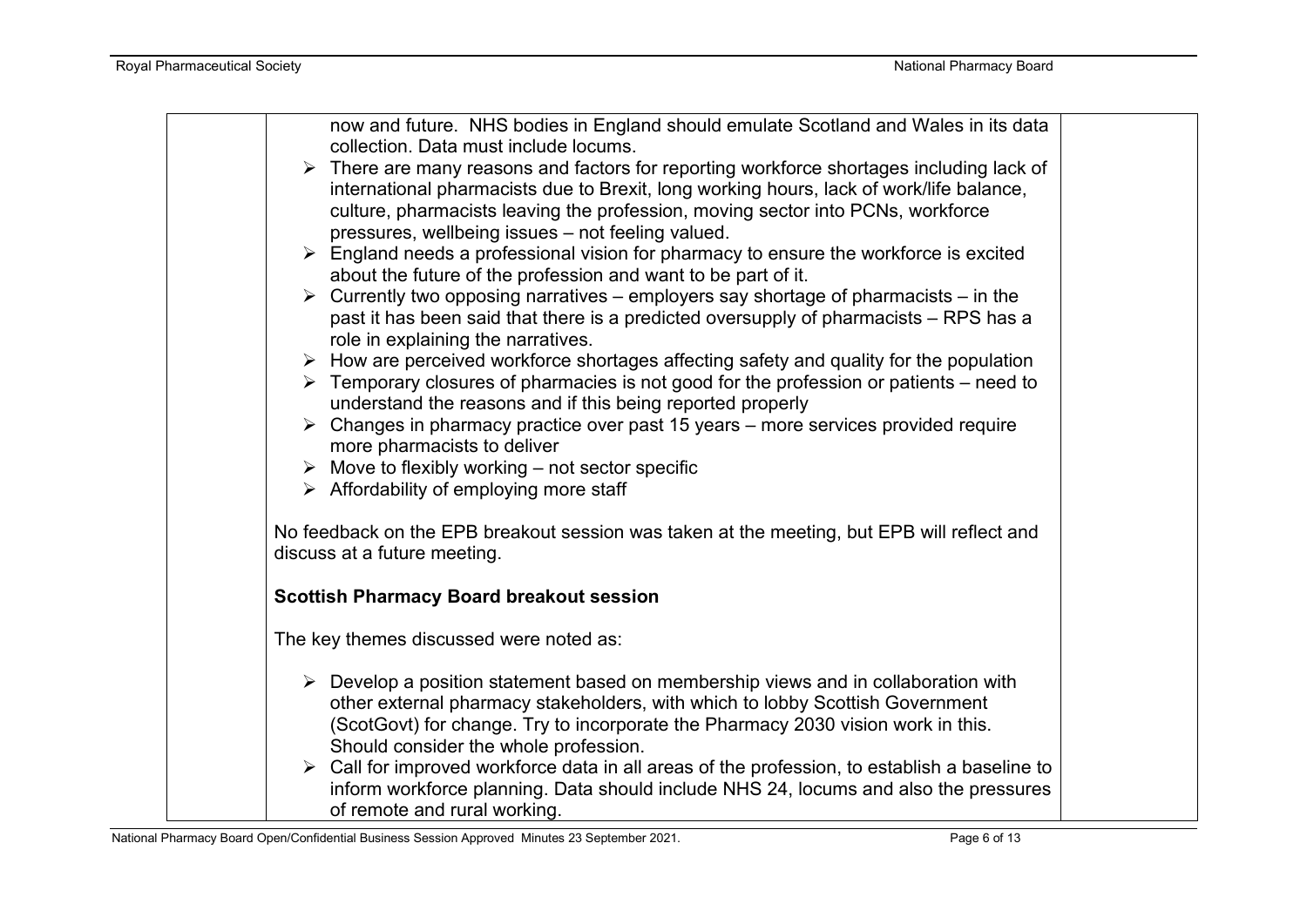now and future. NHS bodies in England should emulate Scotland and Wales in its data collection. Data must include locums.

- There are many reasons and factors for reporting workforce shortages including lack of international pharmacists due to Brexit, long working hours, lack of work/life balance, culture, pharmacists leaving the profession, moving sector into PCNs, workforce pressures, wellbeing issues – not feeling valued.
- England needs a professional vision for pharmacy to ensure the workforce is excited about the future of the profession and want to be part of it.
- Currently two opposing narratives – employers say shortage of pharmacists – in the past it has been said that there is a predicted oversupply of pharmacists – RPS has a role in explaining the narratives.
- How are perceived workforce shortages affecting safety and quality for the population
- Temporary closures of pharmacies is not good for the profession or patients – need to understand the reasons and if this being reported properly
- Changes in pharmacy practice over past 15 years – more services provided require more pharmacists to deliver
- Move to flexibly working – not sector specific
- Affordability of employing more staff

No feedback on the EPB breakout session was taken at the meeting, but EPB will reflect and discuss at a future meeting.

**Scottish Pharmacy Board breakout session**

The key themes discussed were noted as:

- Develop a position statement based on membership views and in collaboration with other external pharmacy stakeholders, with which to lobby Scottish Government (ScotGovt) for change. Try to incorporate the Pharmacy 2030 vision work in this. Should consider the whole profession.
- Call for improved workforce data in all areas of the profession, to establish a baseline to inform workforce planning. Data should include NHS 24, locums and also the pressures of remote and rural working.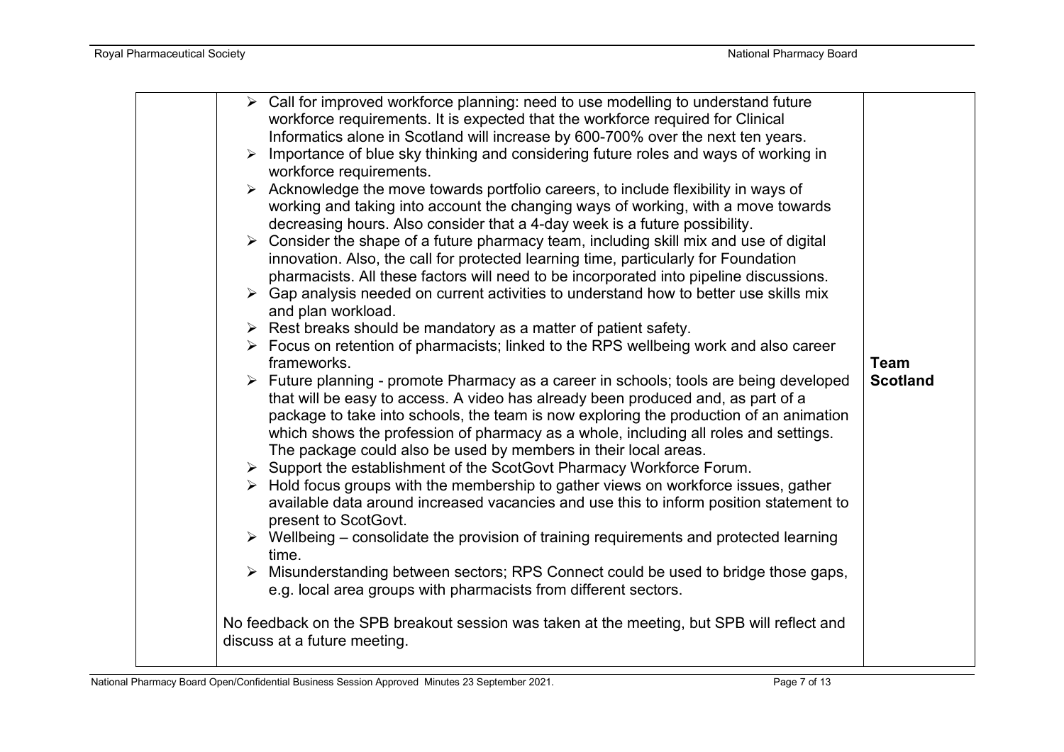| | | |
|---|---|---|
| | ➢ Call for improved workforce planning: need to use modelling to understand future workforce requirements. It is expected that the workforce required for Clinical Informatics alone in Scotland will increase by 600-700% over the next ten years.<br>➢ Importance of blue sky thinking and considering future roles and ways of working in workforce requirements.<br>➢ Acknowledge the move towards portfolio careers, to include flexibility in ways of working and taking into account the changing ways of working, with a move towards decreasing hours. Also consider that a 4-day week is a future possibility.<br>➢ Consider the shape of a future pharmacy team, including skill mix and use of digital innovation. Also, the call for protected learning time, particularly for Foundation pharmacists. All these factors will need to be incorporated into pipeline discussions.<br>➢ Gap analysis needed on current activities to understand how to better use skills mix and plan workload.<br>➢ Rest breaks should be mandatory as a matter of patient safety.<br>➢ Focus on retention of pharmacists; linked to the RPS wellbeing work and also career frameworks.<br>➢ Future planning - promote Pharmacy as a career in schools; tools are being developed that will be easy to access. A video has already been produced and, as part of a package to take into schools, the team is now exploring the production of an animation which shows the profession of pharmacy as a whole, including all roles and settings. The package could also be used by members in their local areas.<br>➢ Support the establishment of the ScotGovt Pharmacy Workforce Forum.<br>➢ Hold focus groups with the membership to gather views on workforce issues, gather available data around increased vacancies and use this to inform position statement to present to ScotGovt.<br>➢ Wellbeing – consolidate the provision of training requirements and protected learning time.<br>➢ Misunderstanding between sectors; RPS Connect could be used to bridge those gaps, e.g. local area groups with pharmacists from different sectors.<br><br>No feedback on the SPB breakout session was taken at the meeting, but SPB will reflect and discuss at a future meeting. | **Team Scotland** |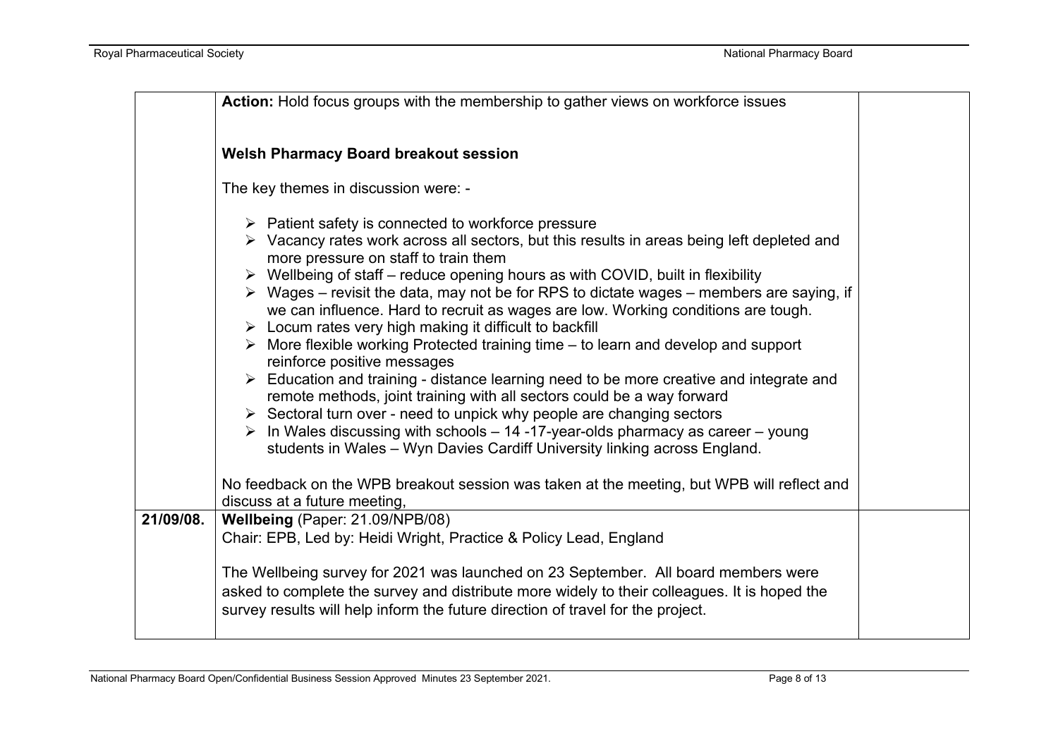| | | |
|---|---|---|
| | **Action:** Hold focus groups with the membership to gather views on workforce issues<br><br>**Welsh Pharmacy Board breakout session**<br><br>The key themes in discussion were: -<br><br>➢ Patient safety is connected to workforce pressure<br>➢ Vacancy rates work across all sectors, but this results in areas being left depleted and more pressure on staff to train them<br>➢ Wellbeing of staff – reduce opening hours as with COVID, built in flexibility<br>➢ Wages – revisit the data, may not be for RPS to dictate wages – members are saying, if we can influence. Hard to recruit as wages are low. Working conditions are tough.<br>➢ Locum rates very high making it difficult to backfill<br>➢ More flexible working Protected training time – to learn and develop and support reinforce positive messages<br>➢ Education and training - distance learning need to be more creative and integrate and remote methods, joint training with all sectors could be a way forward<br>➢ Sectoral turn over - need to unpick why people are changing sectors<br>➢ In Wales discussing with schools – 14 -17-year-olds pharmacy as career – young students in Wales – Wyn Davies Cardiff University linking across England.<br><br>No feedback on the WPB breakout session was taken at the meeting, but WPB will reflect and discuss at a future meeting, | |
| **21/09/08.** | **Wellbeing** (Paper: 21.09/NPB/08)<br>Chair: EPB, Led by: Heidi Wright, Practice & Policy Lead, England<br><br>The Wellbeing survey for 2021 was launched on 23 September. All board members were asked to complete the survey and distribute more widely to their colleagues. It is hoped the survey results will help inform the future direction of travel for the project. | |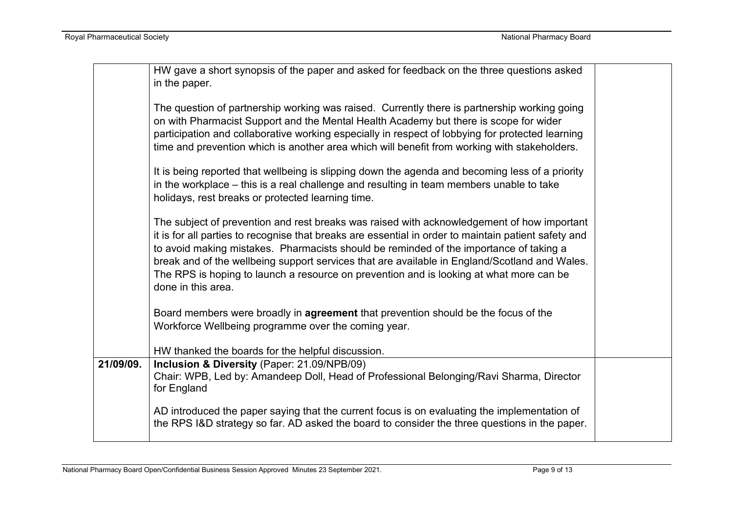|  |  |  |
| --- | --- | --- |
|  | HW gave a short synopsis of the paper and asked for feedback on the three questions asked in the paper.<br><br>The question of partnership working was raised. Currently there is partnership working going on with Pharmacist Support and the Mental Health Academy but there is scope for wider participation and collaborative working especially in respect of lobbying for protected learning time and prevention which is another area which will benefit from working with stakeholders.<br><br>It is being reported that wellbeing is slipping down the agenda and becoming less of a priority in the workplace – this is a real challenge and resulting in team members unable to take holidays, rest breaks or protected learning time.<br><br>The subject of prevention and rest breaks was raised with acknowledgement of how important it is for all parties to recognise that breaks are essential in order to maintain patient safety and to avoid making mistakes. Pharmacists should be reminded of the importance of taking a break and of the wellbeing support services that are available in England/Scotland and Wales. The RPS is hoping to launch a resource on prevention and is looking at what more can be done in this area.<br><br>Board members were broadly in **agreement** that prevention should be the focus of the Workforce Wellbeing programme over the coming year.<br><br>HW thanked the boards for the helpful discussion. |  |
| **21/09/09.** | **Inclusion & Diversity** (Paper: 21.09/NPB/09)<br>Chair: WPB, Led by: Amandeep Doll, Head of Professional Belonging/Ravi Sharma, Director for England<br><br>AD introduced the paper saying that the current focus is on evaluating the implementation of the RPS I&D strategy so far. AD asked the board to consider the three questions in the paper. |  |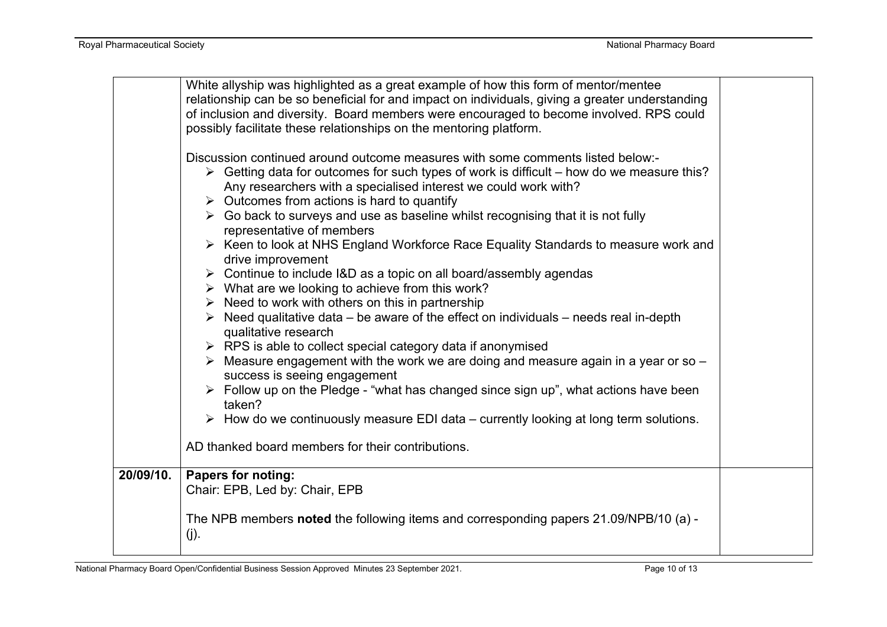| | | |
|---|---|---|
| | White allyship was highlighted as a great example of how this form of mentor/mentee relationship can be so beneficial for and impact on individuals, giving a greater understanding of inclusion and diversity. Board members were encouraged to become involved. RPS could possibly facilitate these relationships on the mentoring platform.<br><br>Discussion continued around outcome measures with some comments listed below:-<br>➢ Getting data for outcomes for such types of work is difficult – how do we measure this? Any researchers with a specialised interest we could work with?<br>➢ Outcomes from actions is hard to quantify<br>➢ Go back to surveys and use as baseline whilst recognising that it is not fully representative of members<br>➢ Keen to look at NHS England Workforce Race Equality Standards to measure work and drive improvement<br>➢ Continue to include I&D as a topic on all board/assembly agendas<br>➢ What are we looking to achieve from this work?<br>➢ Need to work with others on this in partnership<br>➢ Need qualitative data – be aware of the effect on individuals – needs real in-depth qualitative research<br>➢ RPS is able to collect special category data if anonymised<br>➢ Measure engagement with the work we are doing and measure again in a year or so – success is seeing engagement<br>➢ Follow up on the Pledge - "what has changed since sign up", what actions have been taken?<br>➢ How do we continuously measure EDI data – currently looking at long term solutions.<br><br>AD thanked board members for their contributions. | |
| **20/09/10.** | **Papers for noting:**<br>Chair: EPB, Led by: Chair, EPB<br><br>The NPB members **noted** the following items and corresponding papers 21.09/NPB/10 (a) - (j). | |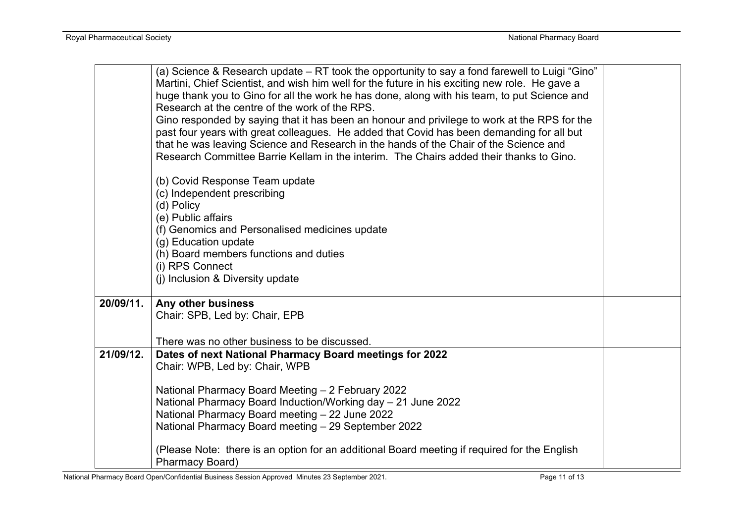| | | |
|---|---|---|
| | (a) Science & Research update – RT took the opportunity to say a fond farewell to Luigi "Gino" Martini, Chief Scientist, and wish him well for the future in his exciting new role. He gave a huge thank you to Gino for all the work he has done, along with his team, to put Science and Research at the centre of the work of the RPS.<br>Gino responded by saying that it has been an honour and privilege to work at the RPS for the past four years with great colleagues. He added that Covid has been demanding for all but that he was leaving Science and Research in the hands of the Chair of the Science and Research Committee Barrie Kellam in the interim. The Chairs added their thanks to Gino.<br><br>(b) Covid Response Team update<br>(c) Independent prescribing<br>(d) Policy<br>(e) Public affairs<br>(f) Genomics and Personalised medicines update<br>(g) Education update<br>(h) Board members functions and duties<br>(i) RPS Connect<br>(j) Inclusion & Diversity update | |
| **20/09/11.** | **Any other business**<br>Chair: SPB, Led by: Chair, EPB<br><br>There was no other business to be discussed. | |
| **21/09/12.** | **Dates of next National Pharmacy Board meetings for 2022**<br>Chair: WPB, Led by: Chair, WPB<br><br>National Pharmacy Board Meeting – 2 February 2022<br>National Pharmacy Board Induction/Working day – 21 June 2022<br>National Pharmacy Board meeting – 22 June 2022<br>National Pharmacy Board meeting – 29 September 2022<br><br>(Please Note: there is an option for an additional Board meeting if required for the English Pharmacy Board) | |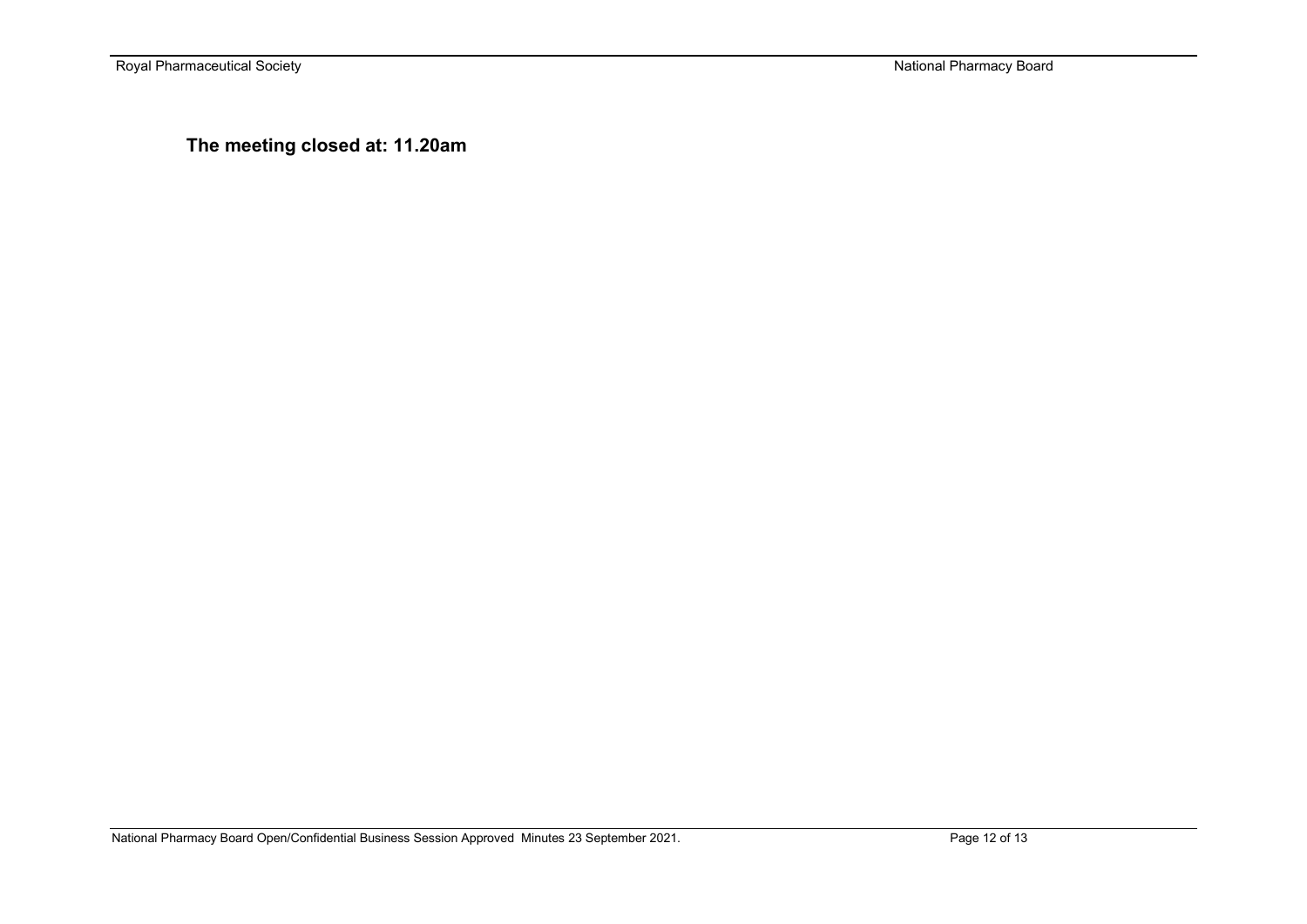**The meeting closed at: 11.20am**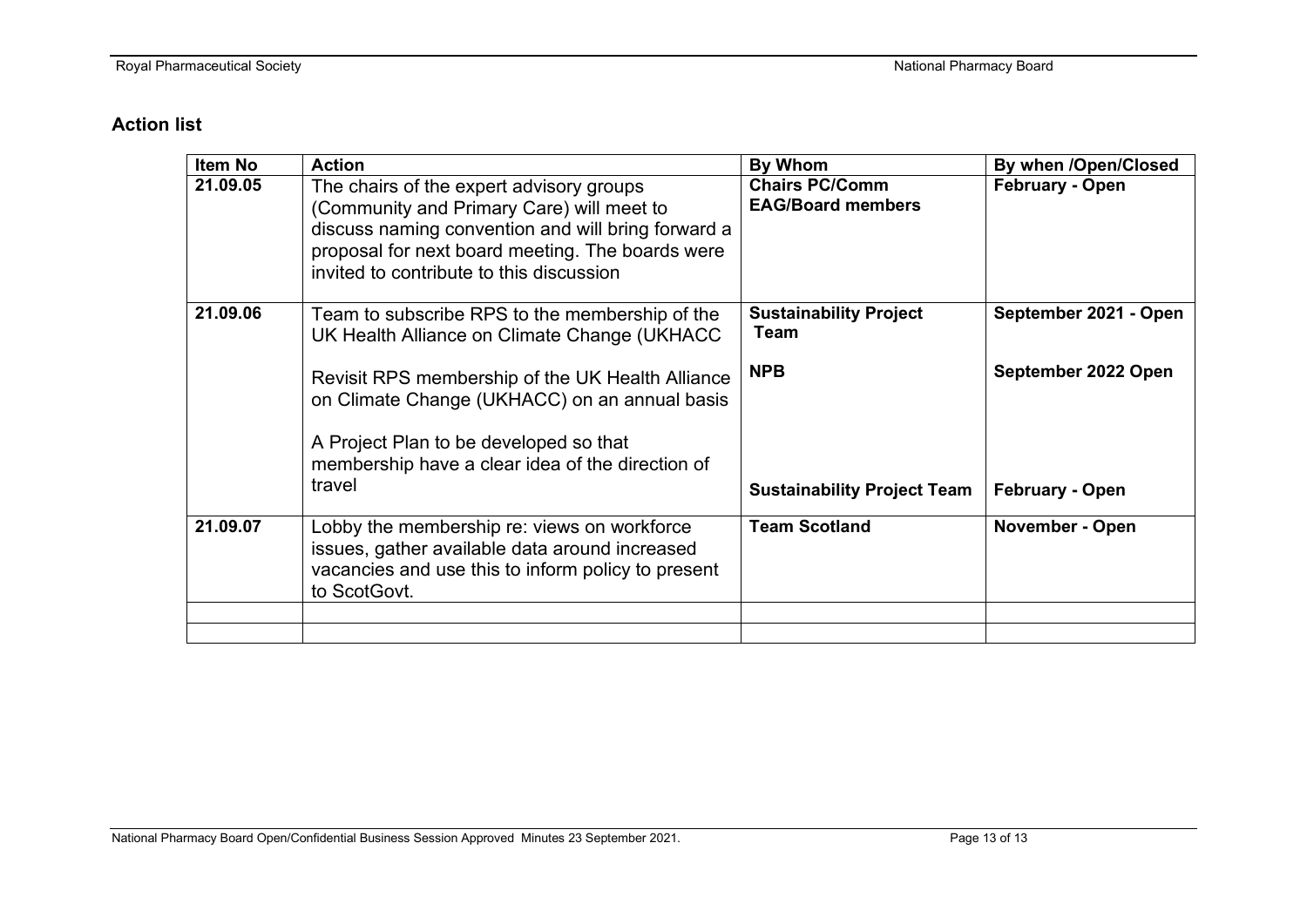## Action list

| Item No | Action | By Whom | By when /Open/Closed |
|---|---|---|---|
| **21.09.05** | The chairs of the expert advisory groups (Community and Primary Care) will meet to discuss naming convention and will bring forward a proposal for next board meeting. The boards were invited to contribute to this discussion | **Chairs PC/Comm EAG/Board members** | **February - Open** |
| **21.09.06** | Team to subscribe RPS to the membership of the UK Health Alliance on Climate Change (UKHACC<br><br>Revisit RPS membership of the UK Health Alliance on Climate Change (UKHACC) on an annual basis<br><br>A Project Plan to be developed so that membership have a clear idea of the direction of travel | **Sustainability Project Team**<br><br>**NPB**<br><br>**Sustainability Project Team** | **September 2021 - Open**<br><br>**September 2022 Open**<br><br>**February - Open** |
| **21.09.07** | Lobby the membership re: views on workforce issues, gather available data around increased vacancies and use this to inform policy to present to ScotGovt. | **Team Scotland** | **November - Open** |
| | | | |
| | | | |

National Pharmacy Board Open/Confidential Business Session Approved Minutes 23 September 2021.